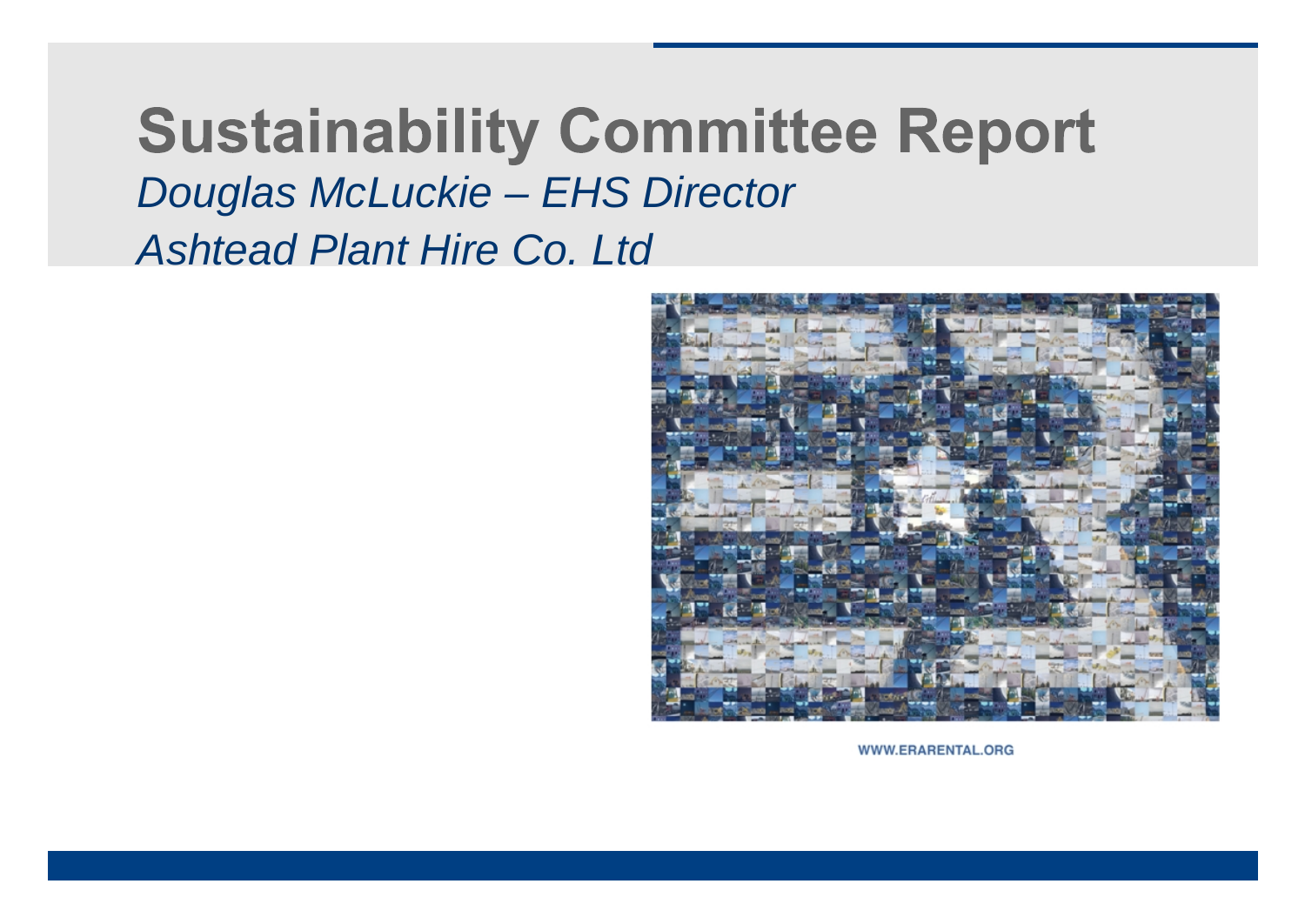# Sustainability Committee Report

*Douglas McLuckie – EHS Director*

*Ashtead Plant Hire Co. Ltd*

WWW.ERARENTAL.ORG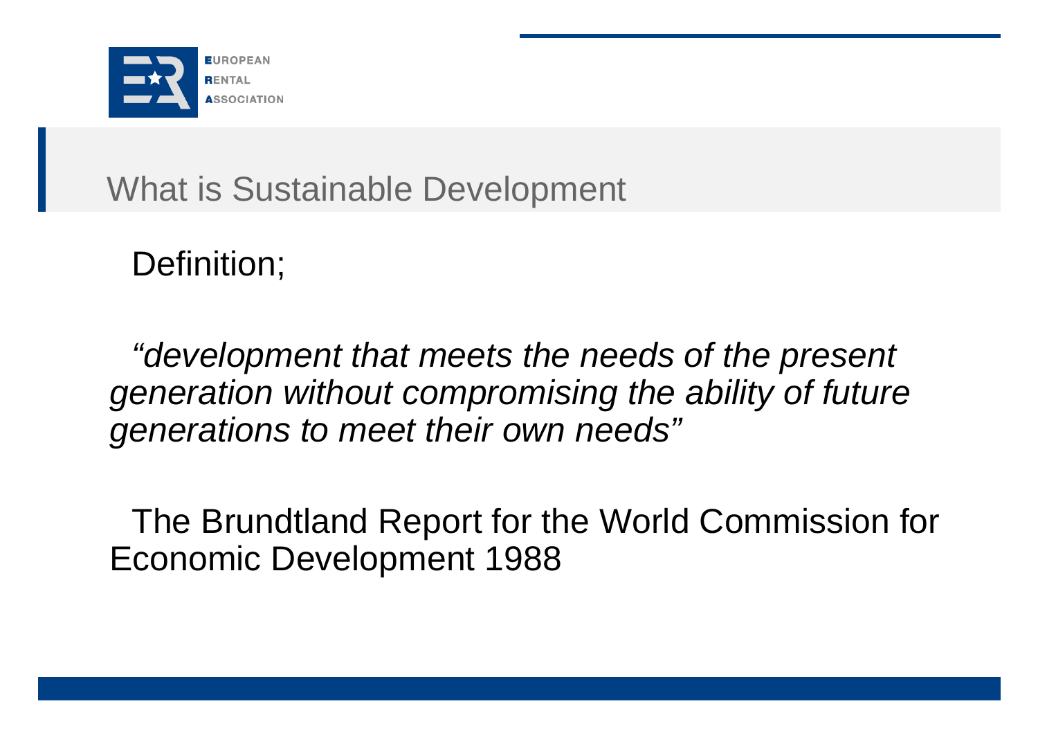## What is Sustainable Development

Definition;

*"development that meets the needs of the present generation without compromising the ability of future generations to meet their own needs"*

The Brundtland Report for the World Commission for Economic Development 1988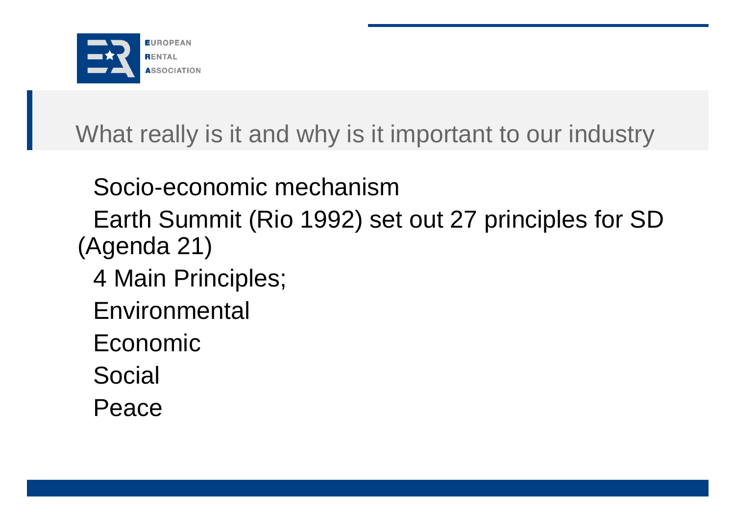## What really is it and why is it important to our industry

- Socio-economic mechanism
- Earth Summit (Rio 1992) set out 27 principles for SD (Agenda 21)
- 4 Main Principles;
- Environmental
- Economic
- Social
- Peace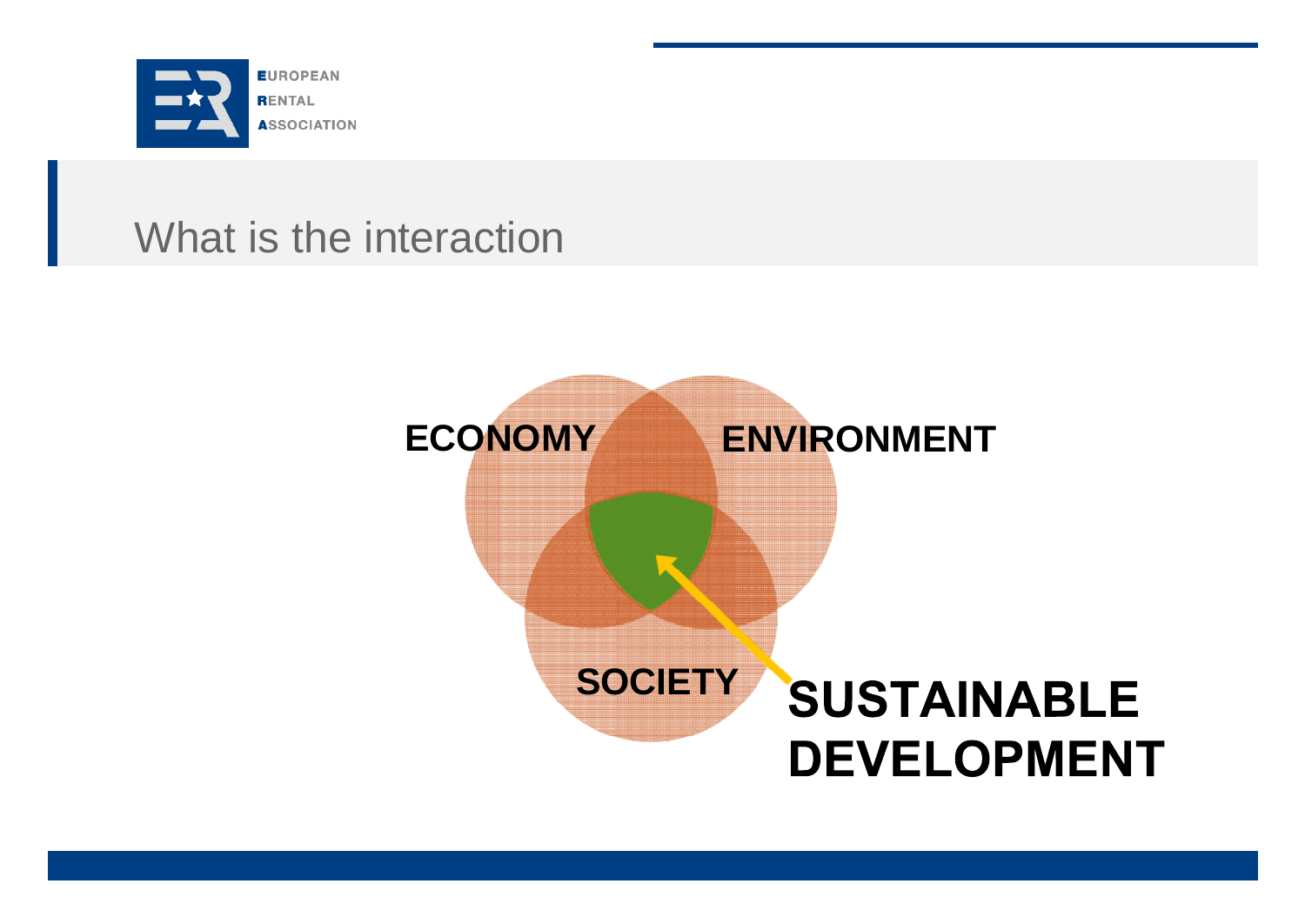# What is the interaction

ECONOMY

ENVIRONMENT

SOCIETY

**SUSTAINABLE DEVELOPMENT**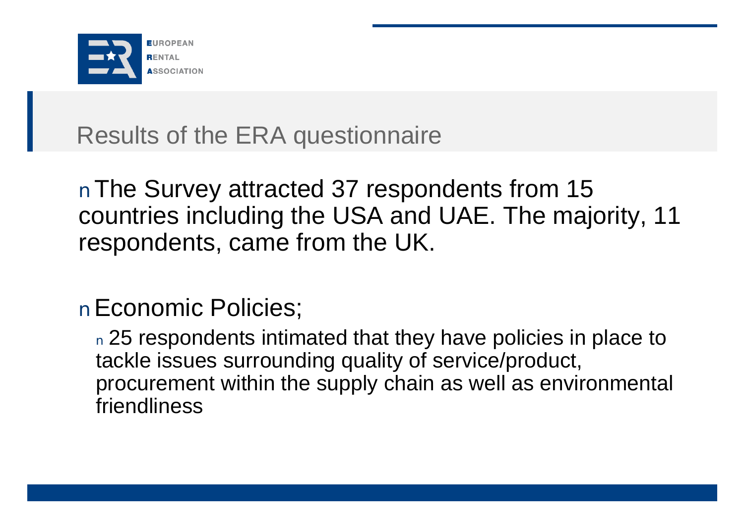# Results of the ERA questionnaire

- The Survey attracted 37 respondents from 15 countries including the USA and UAE. The majority, 11 respondents, came from the UK.

- Economic Policies;
  - 25 respondents intimated that they have policies in place to tackle issues surrounding quality of service/product, procurement within the supply chain as well as environmental friendliness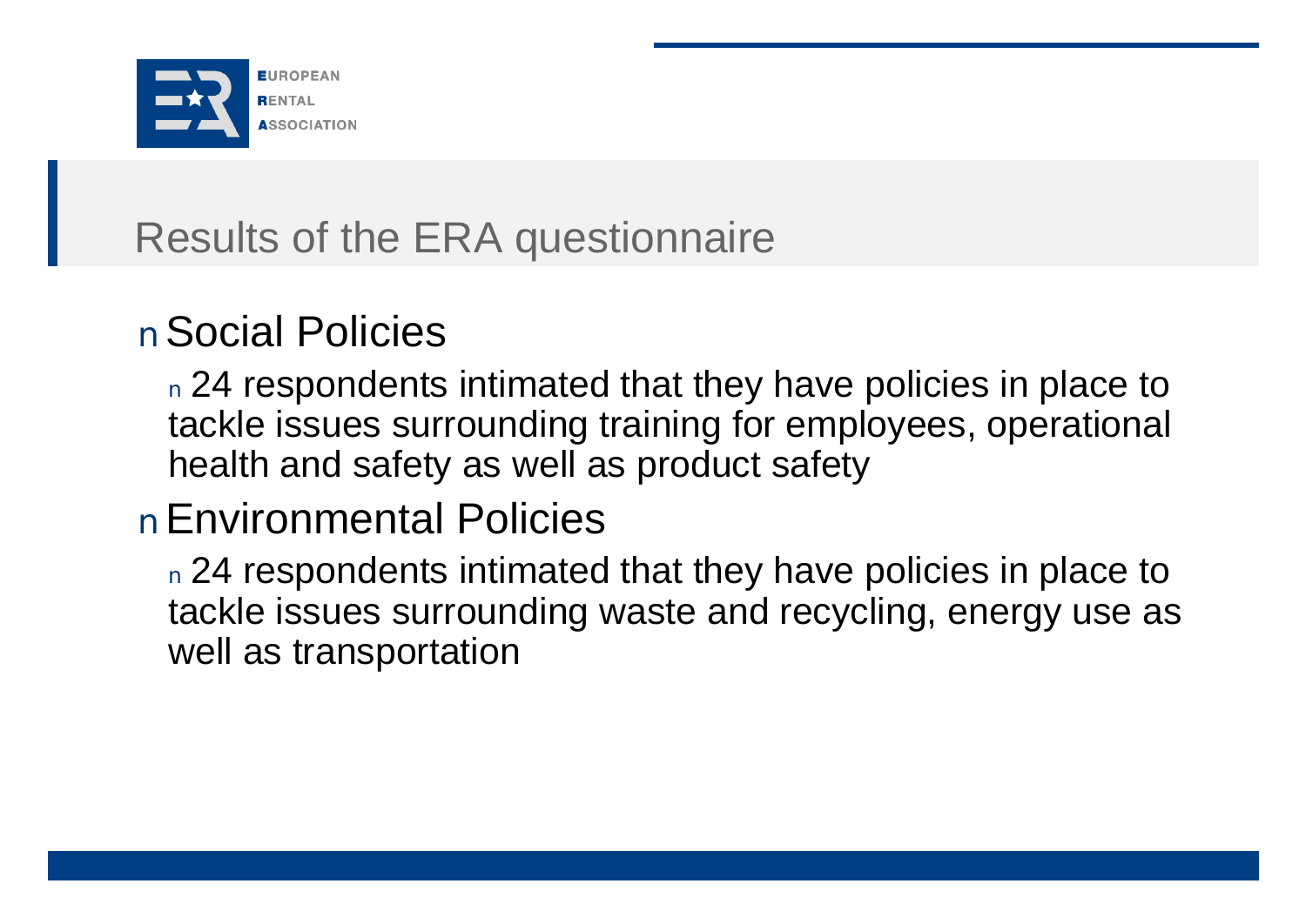# Results of the ERA questionnaire

- Social Policies
  - 24 respondents intimated that they have policies in place to tackle issues surrounding training for employees, operational health and safety as well as product safety
- Environmental Policies
  - 24 respondents intimated that they have policies in place to tackle issues surrounding waste and recycling, energy use as well as transportation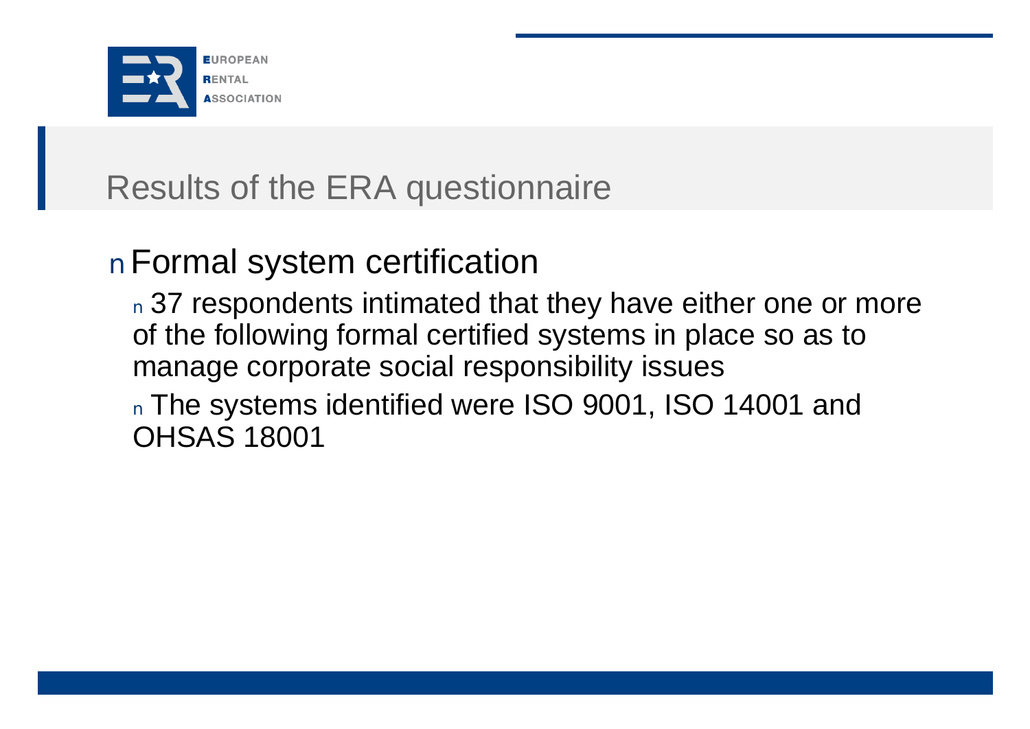# Results of the ERA questionnaire

- Formal system certification
  - 37 respondents intimated that they have either one or more of the following formal certified systems in place so as to manage corporate social responsibility issues
  - The systems identified were ISO 9001, ISO 14001 and OHSAS 18001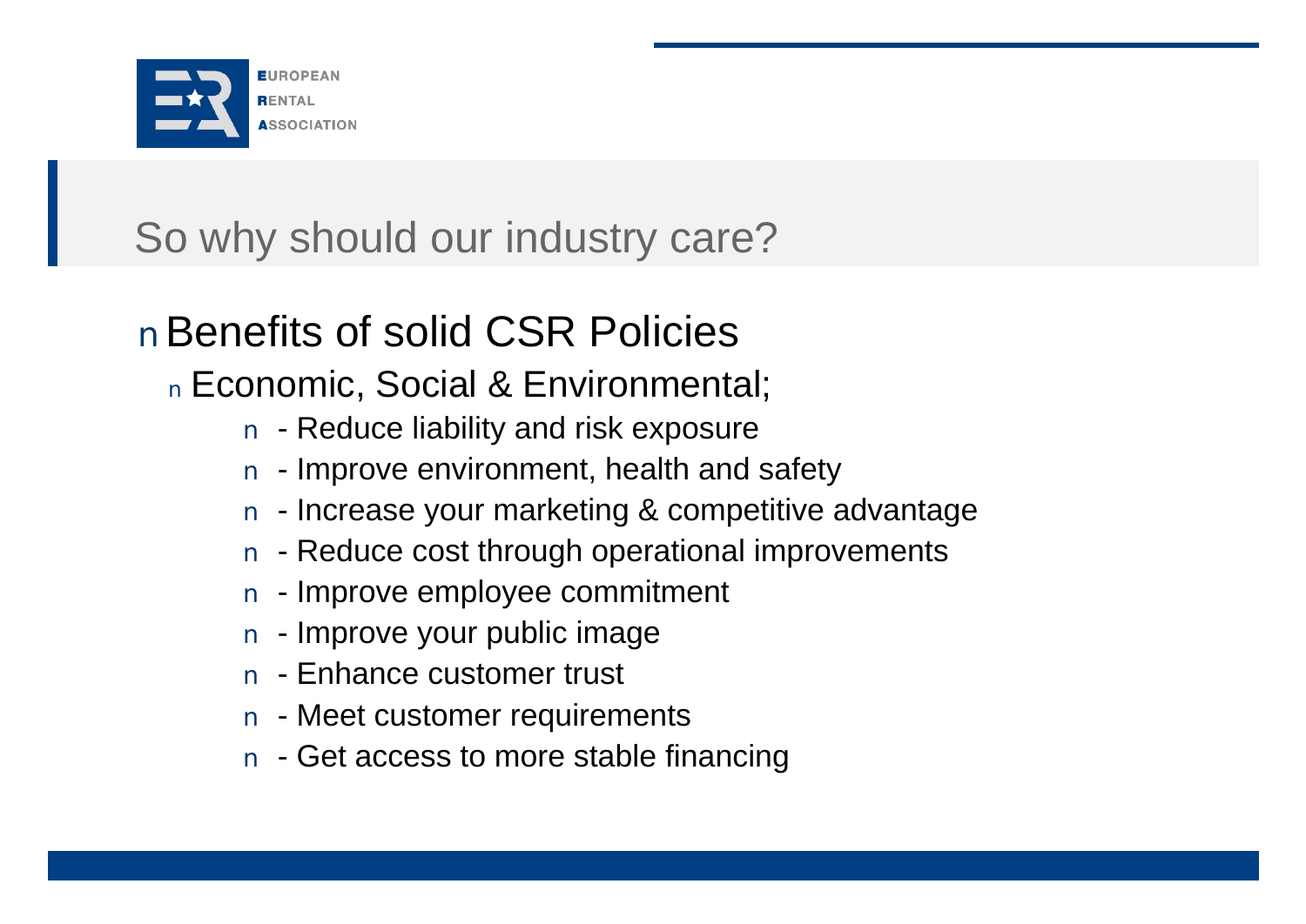## So why should our industry care?

- Benefits of solid CSR Policies
  - Economic, Social & Environmental;
    - - Reduce liability and risk exposure
    - - Improve environment, health and safety
    - - Increase your marketing & competitive advantage
    - - Reduce cost through operational improvements
    - - Improve employee commitment
    - - Improve your public image
    - - Enhance customer trust
    - - Meet customer requirements
    - - Get access to more stable financing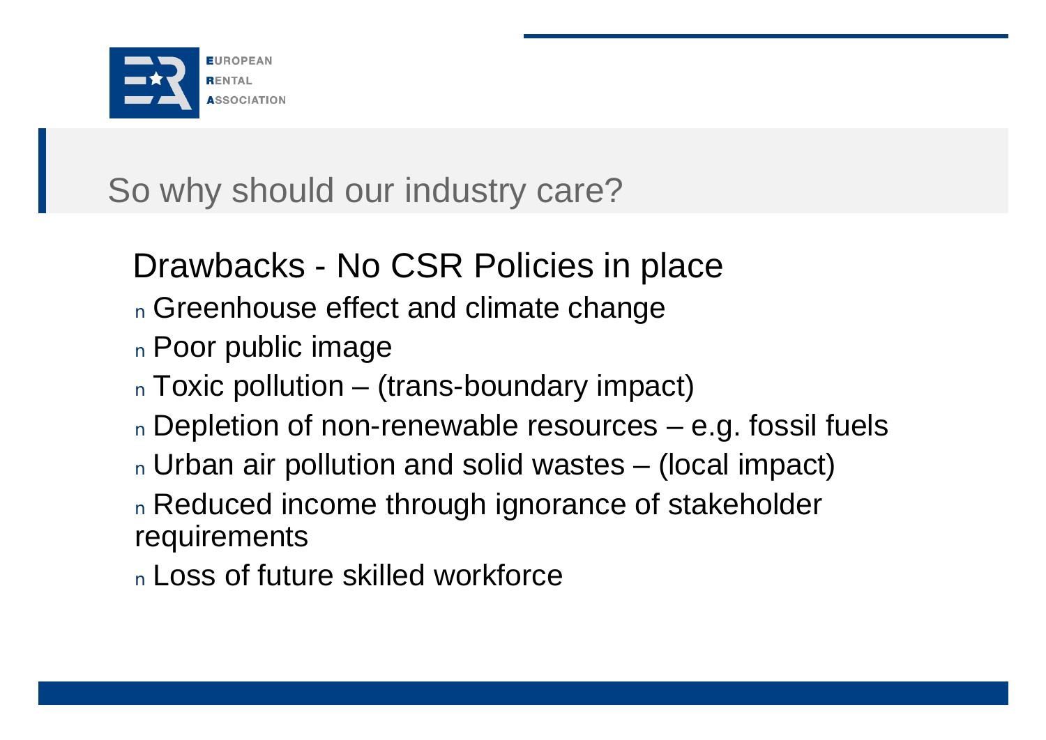# So why should our industry care?

## Drawbacks - No CSR Policies in place

- Greenhouse effect and climate change
- Poor public image
- Toxic pollution – (trans-boundary impact)
- Depletion of non-renewable resources – e.g. fossil fuels
- Urban air pollution and solid wastes – (local impact)
- Reduced income through ignorance of stakeholder requirements
- Loss of future skilled workforce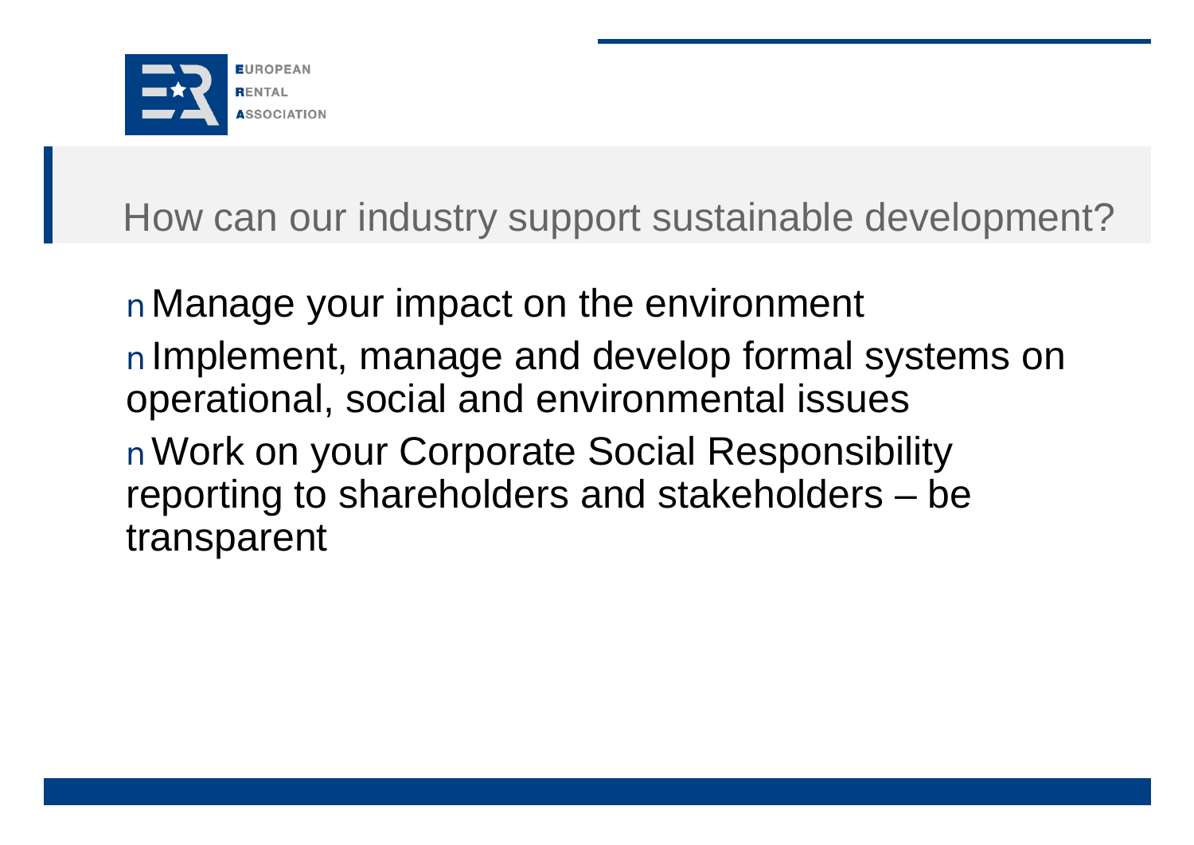## How can our industry support sustainable development?

- Manage your impact on the environment
- Implement, manage and develop formal systems on operational, social and environmental issues
- Work on your Corporate Social Responsibility reporting to shareholders and stakeholders – be transparent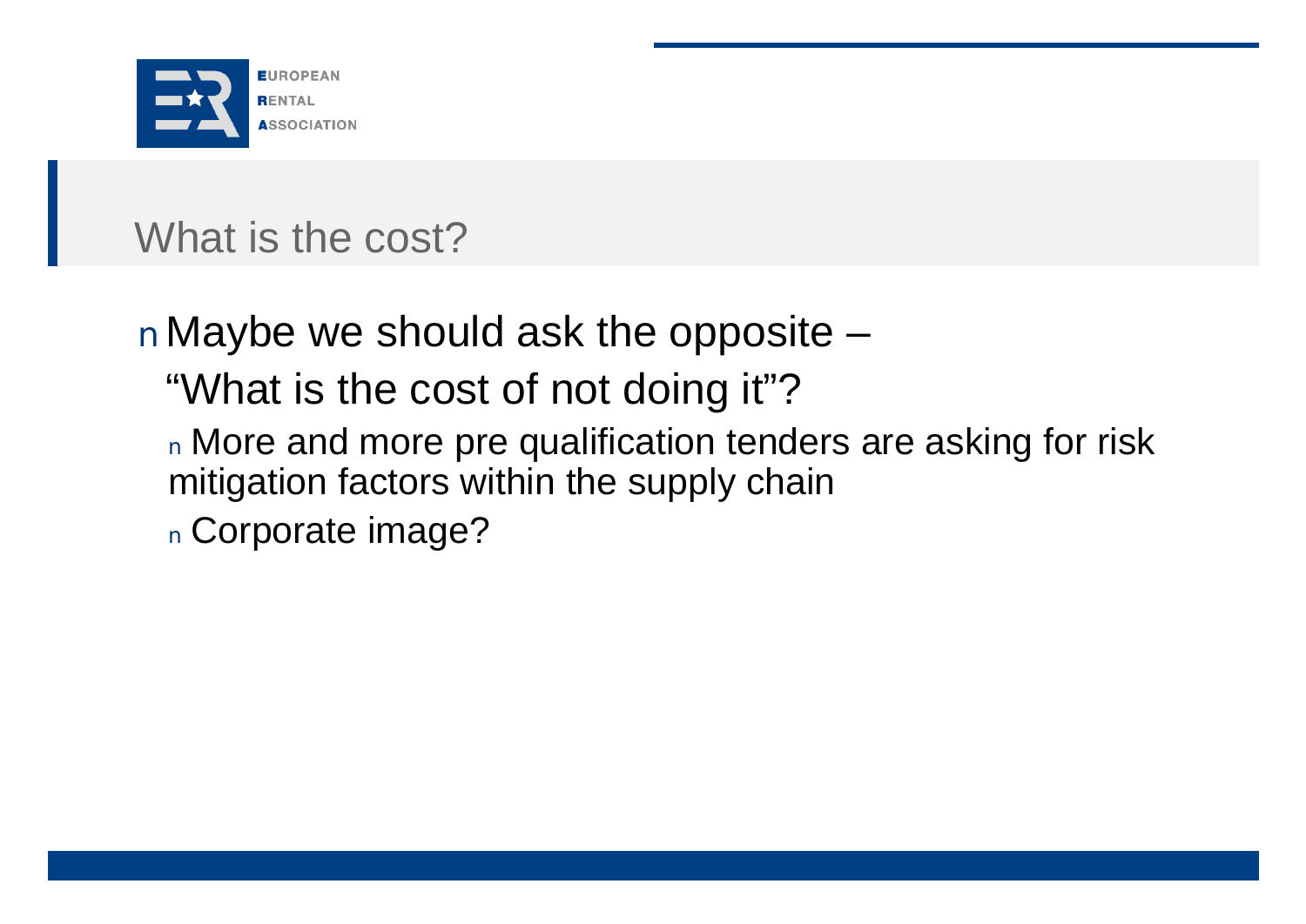# What is the cost?

- Maybe we should ask the opposite –
  "What is the cost of not doing it"?
  - More and more pre qualification tenders are asking for risk mitigation factors within the supply chain
  - Corporate image?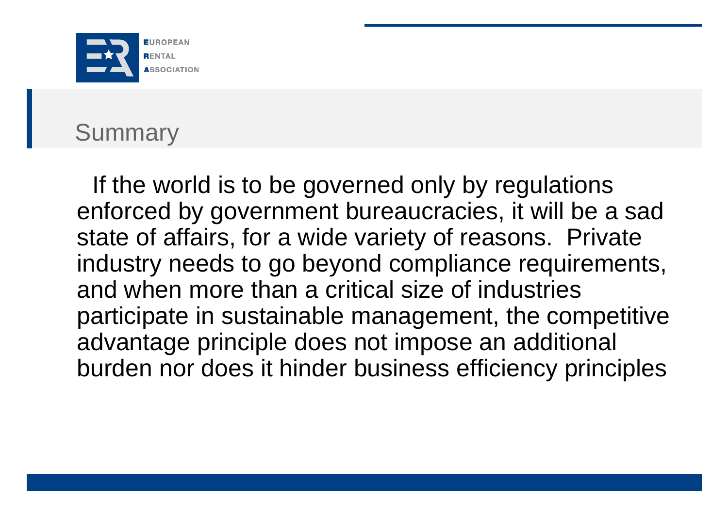## Summary

If the world is to be governed only by regulations enforced by government bureaucracies, it will be a sad state of affairs, for a wide variety of reasons. Private industry needs to go beyond compliance requirements, and when more than a critical size of industries participate in sustainable management, the competitive advantage principle does not impose an additional burden nor does it hinder business efficiency principles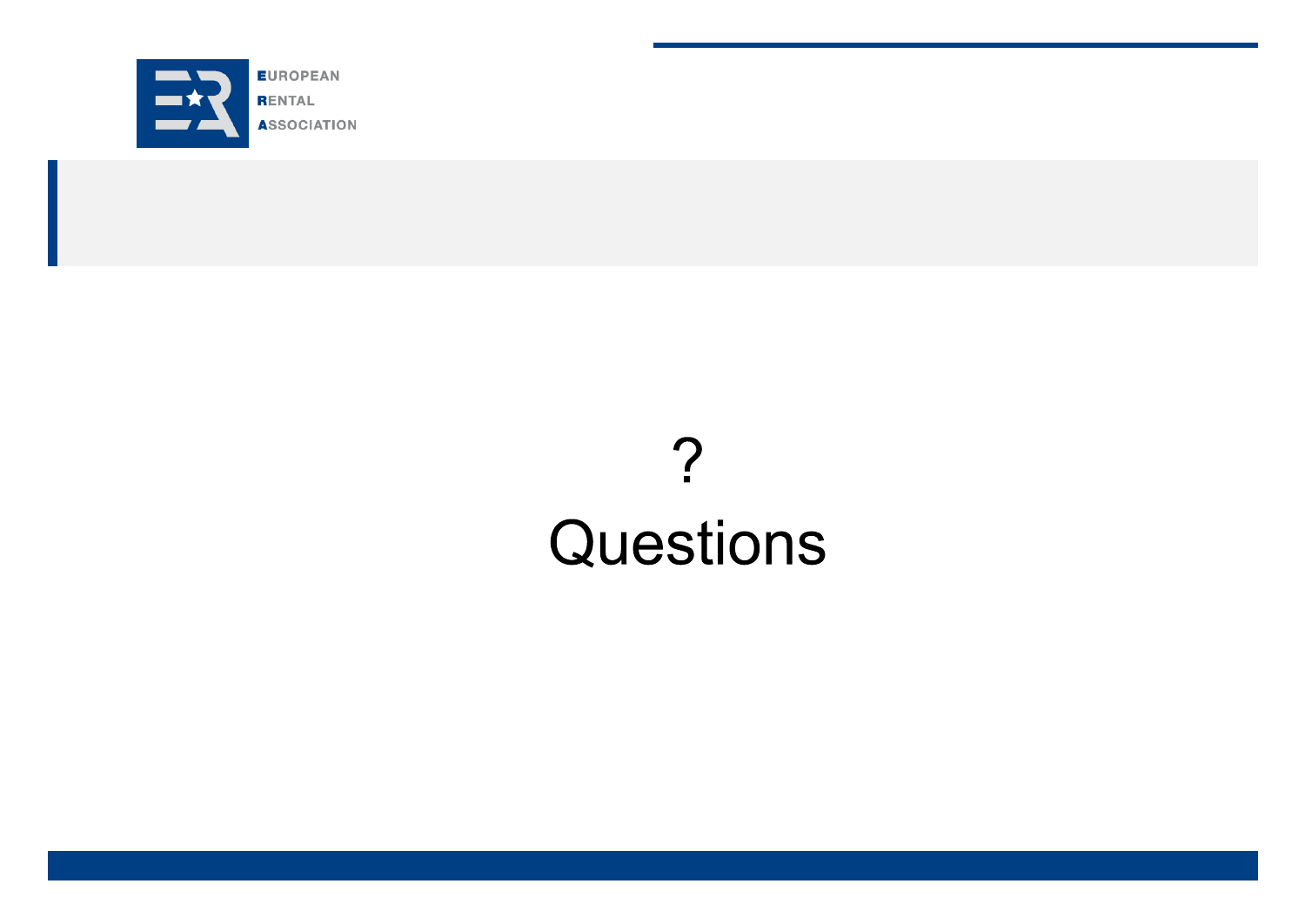?

Questions